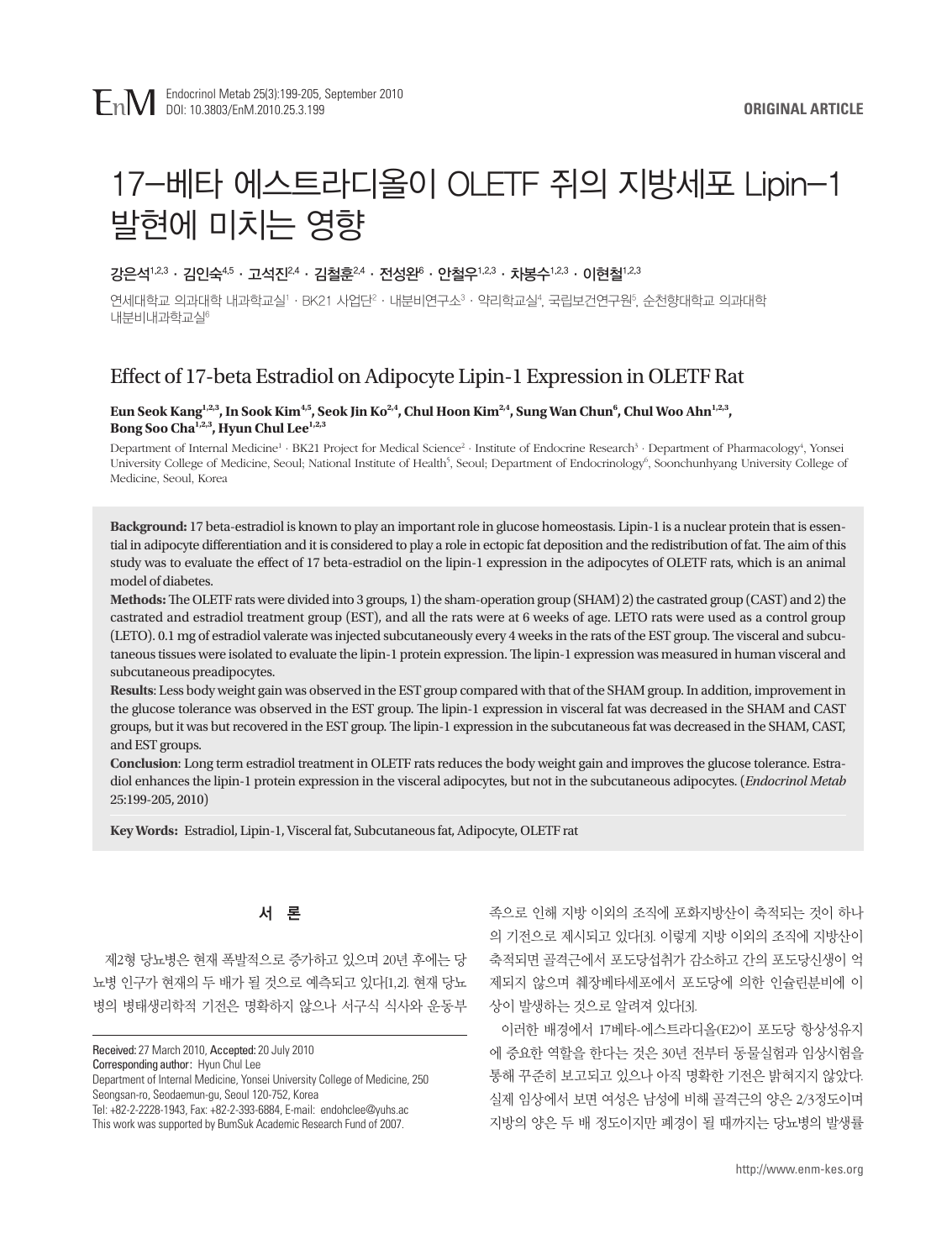ORIGINAL ARTICLE

# 17-베타 에스트라디올이 OLETF 쥐의 지방세포 Lipin-1 발현에 미치는 영향

**강은석[1,2,3] · 김인숙[4,5] · 고석진[2,4] · 김철훈[2,4] · 전성완[6] · 안철우[1,2,3] · 차봉수[1,2,3] · 이현철[1,2,3]**

연세대학교 의과대학 내과학교실[1] · BK21 사업단[2] · 내분비연구소[3] · 약리학교실[4], 국립보건연구원[5], 순천향대학교 의과대학 내분비내과학교실[6]

# Effect of 17-beta Estradiol on Adipocyte Lipin-1 Expression in OLETF Rat

**Eun Seok Kang[1,2,3], In Sook Kim[4,5], Seok Jin Ko[2,4], Chul Hoon Kim[2,4], Sung Wan Chun[6], Chul Woo Ahn[1,2,3], Bong Soo Cha[1,2,3], Hyun Chul Lee[1,2,3]**

Department of Internal Medicine[1] · BK21 Project for Medical Science[2] · Institute of Endocrine Research[3] · Department of Pharmacology[4], Yonsei University College of Medicine, Seoul; National Institute of Health[5], Seoul; Department of Endocrinology[6], Soonchunhyang University College of Medicine, Seoul, Korea

**Background:** 17 beta-estradiol is known to play an important role in glucose homeostasis. Lipin-1 is a nuclear protein that is essential in adipocyte differentiation and it is considered to play a role in ectopic fat deposition and the redistribution of fat. The aim of this study was to evaluate the effect of 17 beta-estradiol on the lipin-1 expression in the adipocytes of OLETF rats, which is an animal model of diabetes.

**Methods:** The OLETF rats were divided into 3 groups, 1) the sham-operation group (SHAM) 2) the castrated group (CAST) and 2) the castrated and estradiol treatment group (EST), and all the rats were at 6 weeks of age. LETO rats were used as a control group (LETO). 0.1 mg of estradiol valerate was injected subcutaneously every 4 weeks in the rats of the EST group. The visceral and subcutaneous tissues were isolated to evaluate the lipin-1 protein expression. The lipin-1 expression was measured in human visceral and subcutaneous preadipocytes.

**Results**: Less body weight gain was observed in the EST group compared with that of the SHAM group. In addition, improvement in the glucose tolerance was observed in the EST group. The lipin-1 expression in visceral fat was decreased in the SHAM and CAST groups, but it was but recovered in the EST group. The lipin-1 expression in the subcutaneous fat was decreased in the SHAM, CAST, and EST groups.

**Conclusion**: Long term estradiol treatment in OLETF rats reduces the body weight gain and improves the glucose tolerance. Estradiol enhances the lipin-1 protein expression in the visceral adipocytes, but not in the subcutaneous adipocytes. (*Endocrinol Metab* 25:199-205, 2010)

**Key Words:** Estradiol, Lipin-1, Visceral fat, Subcutaneous fat, Adipocyte, OLETF rat

## 서 론

제2형 당뇨병은 현재 폭발적으로 증가하고 있으며 20년 후에는 당뇨병 인구가 현재의 두 배가 될 것으로 예측되고 있다[1,2]. 현재 당뇨병의 병태생리학적 기전은 명확하지 않으나 서구식 식사와 운동부족으로 인해 지방 이외의 조직에 포화지방산이 축적되는 것이 하나의 기전으로 제시되고 있다[3]. 이렇게 지방 이외의 조직에 지방산이 축적되면 골격근에서 포도당섭취가 감소하고 간의 포도당신생이 억제되지 않으며 췌장베타세포에서 포도당에 의한 인슐린분비에 이상이 발생하는 것으로 알려져 있다[3].

이러한 배경에서 17베타-에스트라디올(E2)이 포도당 항상성유지에 중요한 역할을 한다는 것은 30년 전부터 동물실험과 임상시험을 통해 꾸준히 보고되고 있으나 아직 명확한 기전은 밝혀지지 않았다. 실제 임상에서 보면 여성은 남성에 비해 골격근의 양은 2/3정도이며 지방의 양은 두 배 정도이지만 폐경이 될 때까지는 당뇨병의 발생률

Received: 27 March 2010, Accepted: 20 July 2010
Corresponding author: Hyun Chul Lee
Department of Internal Medicine, Yonsei University College of Medicine, 250 Seongsan-ro, Seodaemun-gu, Seoul 120-752, Korea
Tel: +82-2-2228-1943, Fax: +82-2-393-6884, E-mail: endohclee@yuhs.ac
This work was supported by BumSuk Academic Research Fund of 2007.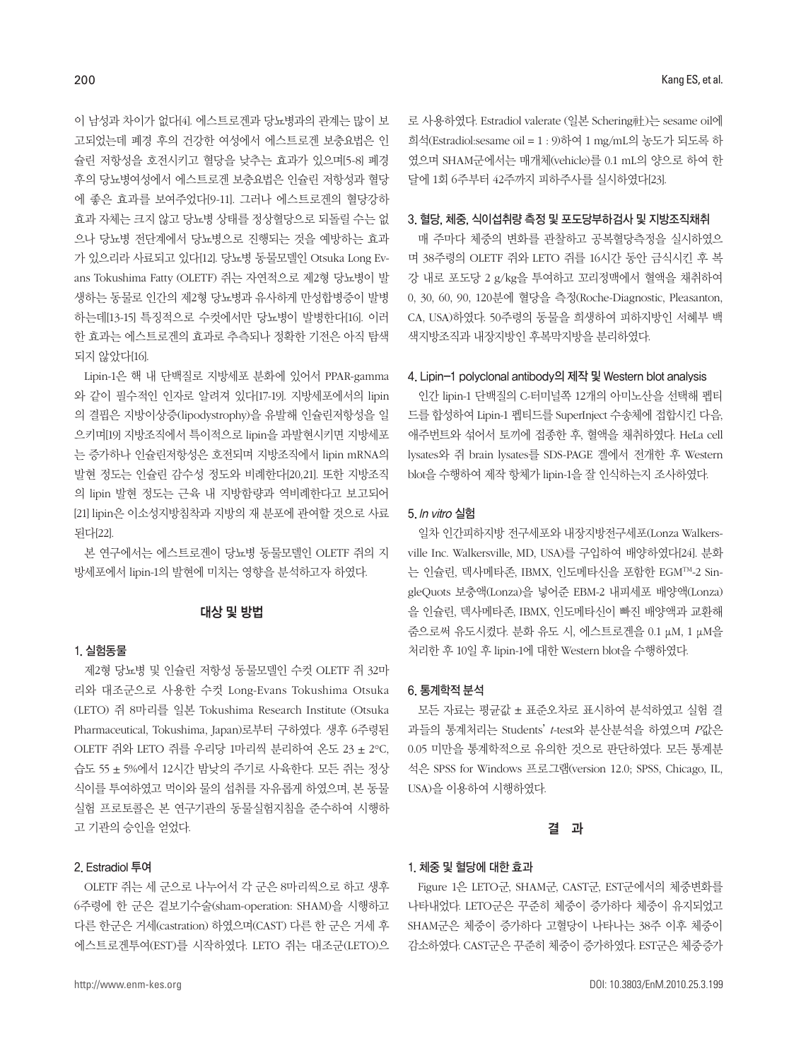이 남성과 차이가 없다[4]. 에스트로겐과 당뇨병과의 관계는 많이 보고되었는데 폐경 후의 건강한 여성에서 에스트로겐 보충요법은 인슐린 저항성을 호전시키고 혈당을 낮추는 효과가 있으며[5-8] 폐경 후의 당뇨병여성에서 에스트로겐 보충요법은 인슐린 저항성과 혈당에 좋은 효과를 보여주었다[9-11]. 그러나 에스트로겐의 혈당강하 효과 자체는 크지 않고 당뇨병 상태를 정상혈당으로 되돌릴 수는 없으나 당뇨병 전단계에서 당뇨병으로 진행되는 것을 예방하는 효과가 있으리라 사료되고 있다[12]. 당뇨병 동물모델인 Otsuka Long Evans Tokushima Fatty (OLETF) 쥐는 자연적으로 제2형 당뇨병이 발생하는 동물로 인간의 제2형 당뇨병과 유사하게 만성합병증이 발병하는데[13-15] 특징적으로 수컷에서만 당뇨병이 발병한다[16]. 이러한 효과는 에스트로겐의 효과로 추측되나 정확한 기전은 아직 탐색되지 않았다[16].

Lipin-1은 핵 내 단백질로 지방세포 분화에 있어서 PPAR-gamma와 같이 필수적인 인자로 알려져 있다[17-19]. 지방세포에서의 lipin의 결핍은 지방이상증(lipodystrophy)을 유발해 인슐린저항성을 일으키며[19] 지방조직에서 특이적으로 lipin을 과발현시키면 지방세포는 증가하나 인슐린저항성은 호전되며 지방조직에서 lipin mRNA의 발현 정도는 인슐린 감수성 정도와 비례한다[20,21]. 또한 지방조직의 lipin 발현 정도는 근육 내 지방함량과 역비례한다고 보고되어[21] lipin은 이소성지방침착과 지방의 재 분포에 관여할 것으로 사료된다[22].

본 연구에서는 에스트로겐이 당뇨병 동물모델인 OLETF 쥐의 지방세포에서 lipin-1의 발현에 미치는 영향을 분석하고자 하였다.

## 대상 및 방법

### 1. 실험동물

제2형 당뇨병 및 인슐린 저항성 동물모델인 수컷 OLETF 쥐 32마리와 대조군으로 사용한 수컷 Long-Evans Tokushima Otsuka (LETO) 쥐 8마리를 일본 Tokushima Research Institute (Otsuka Pharmaceutical, Tokushima, Japan)로부터 구하였다. 생후 6주령된 OLETF 쥐와 LETO 쥐를 우리당 1마리씩 분리하여 온도 23 ± 2°C, 습도 55 ± 5%에서 12시간 밤낮의 주기로 사육한다. 모든 쥐는 정상식이를 투여하였고 먹이와 물의 섭취를 자유롭게 하였으며, 본 동물실험 프로토콜은 본 연구기관의 동물실험지침을 준수하여 시행하고 기관의 승인을 얻었다.

### 2. Estradiol 투여

OLETF 쥐는 세 군으로 나누어서 각 군은 8마리씩으로 하고 생후 6주령에 한 군은 겉보기수술(sham-operation: SHAM)을 시행하고 다른 한군은 거세(castration) 하였으며(CAST) 다른 한 군은 거세 후 에스트로겐투여(EST)를 시작하였다. LETO 쥐는 대조군(LETO)으로 사용하였다. Estradiol valerate (일본 Schering社)는 sesame oil에 희석(Estradiol:sesame oil = 1 : 9)하여 1 mg/mL의 농도가 되도록 하였으며 SHAM군에서는 매개체(vehicle)를 0.1 mL의 양으로 하여 한 달에 1회 6주부터 42주까지 피하주사를 실시하였다[23].

### 3. 혈당, 체중, 식이섭취량 측정 및 포도당부하검사 및 지방조직채취

매 주마다 체중의 변화를 관찰하고 공복혈당측정을 실시하였으며 38주령의 OLETF 쥐와 LETO 쥐를 16시간 동안 금식시킨 후 복강 내로 포도당 2 g/kg을 투여하고 꼬리정맥에서 혈액을 채취하여 0, 30, 60, 90, 120분에 혈당을 측정(Roche-Diagnostic, Pleasanton, CA, USA)하였다. 50주령의 동물을 희생하여 피하지방인 서혜부 백색지방조직과 내장지방인 후복막지방을 분리하였다.

### 4. Lipin-1 polyclonal antibody의 제작 및 Western blot analysis

인간 lipin-1 단백질의 C-터미널쪽 12개의 아미노산을 선택해 펩티드를 합성하여 Lipin-1 펩티드를 SuperInject 수송체에 접합시킨 다음, 애주번트와 섞어서 토끼에 접종한 후, 혈액을 채취하였다. HeLa cell lysates와 쥐 brain lysates를 SDS-PAGE 겔에서 전개한 후 Western blot을 수행하여 제작 항체가 lipin-1을 잘 인식하는지 조사하였다.

### 5. *In vitro* 실험

일차 인간피하지방 전구세포와 내장지방전구세포(Lonza Walkersville Inc. Walkersville, MD, USA)를 구입하여 배양하였다[24]. 분화는 인슐린, 덱사메타존, IBMX, 인도메타신을 포함한 EGM™-2 SingleQuots 보충액(Lonza)을 넣어준 EBM-2 내피세포 배양액(Lonza)을 인슐린, 덱사메타존, IBMX, 인도메타신이 빠진 배양액과 교환해 줌으로써 유도시켰다. 분화 유도 시, 에스트로겐을 0.1 μM, 1 μM을 처리한 후 10일 후 lipin-1에 대한 Western blot을 수행하였다.

### 6. 통계학적 분석

모든 자료는 평균값 ± 표준오차로 표시하여 분석하였고 실험 결과들의 통계처리는 Students' *t*-test와 분산분석을 하였으며 *P*값은 0.05 미만을 통계학적으로 유의한 것으로 판단하였다. 모든 통계분석은 SPSS for Windows 프로그램(version 12.0; SPSS, Chicago, IL, USA)을 이용하여 시행하였다.

## 결 과

### 1. 체중 및 혈당에 대한 효과

Figure 1은 LETO군, SHAM군, CAST군, EST군에서의 체중변화를 나타내었다. LETO군은 꾸준히 체중이 증가하다 체중이 유지되었고 SHAM군은 체중이 증가하다 고혈당이 나타나는 38주 이후 체중이 감소하였다. CAST군은 꾸준히 체중이 증가하였다. EST군은 체중증가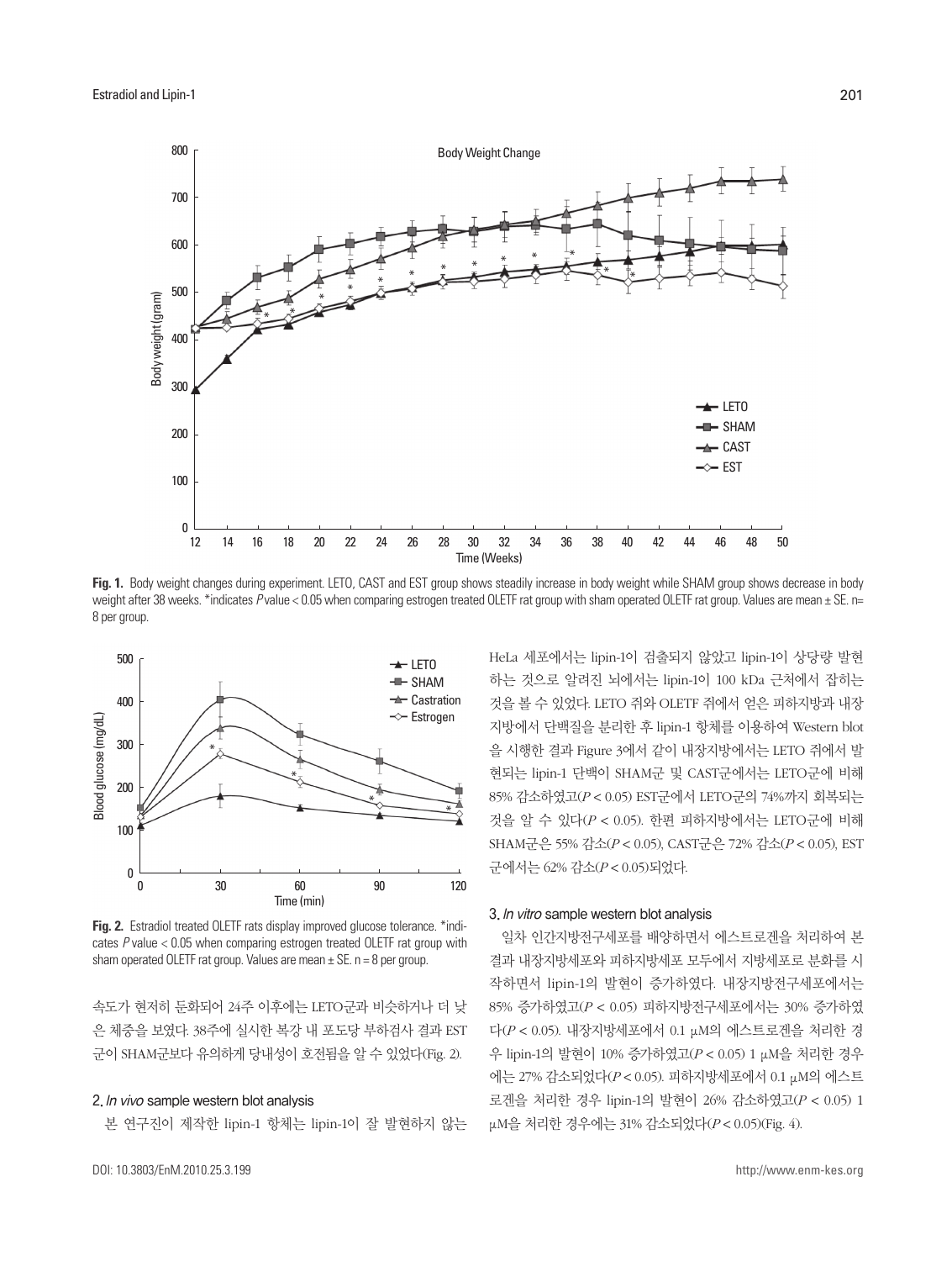**Fig. 1.** Body weight changes during experiment. LETO, CAST and EST group shows steadily increase in body weight while SHAM group shows decrease in body weight after 38 weeks. *indicates $P$ value < 0.05 when comparing estrogen treated OLETF rat group with sham operated OLETF rat group. Values are mean ± SE. n= 8 per group.

**Fig. 2.** Estradiol treated OLETF rats display improved glucose tolerance. *indicates $P$ value < 0.05 when comparing estrogen treated OLETF rat group with sham operated OLETF rat group. Values are mean ± SE. n = 8 per group.

속도가 현저히 둔화되어 24주 이후에는 LETO군과 비슷하거나 더 낮은 체중을 보였다. 38주에 실시한 복강 내 포도당 부하검사 결과 EST군이 SHAM군보다 유의하게 당내성이 호전됨을 알 수 있었다(Fig. 2).

## 2. *In vivo* sample western blot analysis

본 연구진이 제작한 lipin-1 항체는 lipin-1이 잘 발현하지 않는 HeLa 세포에서는 lipin-1이 검출되지 않았고 lipin-1이 상당량 발현하는 것으로 알려진 뇌에서는 lipin-1이 100 kDa 근처에서 잡히는 것을 볼 수 있었다. LETO 쥐와 OLETF 쥐에서 얻은 피하지방과 내장지방에서 단백질을 분리한 후 lipin-1 항체를 이용하여 Western blot을 시행한 결과 Figure 3에서 같이 내장지방에서는 LETO 쥐에서 발현되는 lipin-1 단백이 SHAM군 및 CAST군에서는 LETO군에 비해 85% 감소하였고($P < 0.05$) EST군에서 LETO군의 74%까지 회복되는 것을 알 수 있다($P < 0.05$). 한편 피하지방에서는 LETO군에 비해 SHAM군은 55% 감소($P < 0.05$), CAST군은 72% 감소($P < 0.05$), EST군에서는 62% 감소($P < 0.05$)되었다.

## 3. *In vitro* sample western blot analysis

일차 인간지방전구세포를 배양하면서 에스트로겐을 처리하여 본 결과 내장지방세포와 피하지방세포 모두에서 지방세포로 분화를 시작하면서 lipin-1의 발현이 증가하였다. 내장지방전구세포에서는 85% 증가하였고($P < 0.05$) 피하지방전구세포에서는 30% 증가하였다($P < 0.05$). 내장지방세포에서 0.1 μM의 에스트로겐을 처리한 경우 lipin-1의 발현이 10% 증가하였고($P < 0.05$) 1 μM을 처리한 경우에는 27% 감소되었다($P < 0.05$). 피하지방세포에서 0.1 μM의 에스트로겐을 처리한 경우 lipin-1의 발현이 26% 감소하였고($P < 0.05$) 1 μM을 처리한 경우에는 31% 감소되었다($P < 0.05$)(Fig. 4).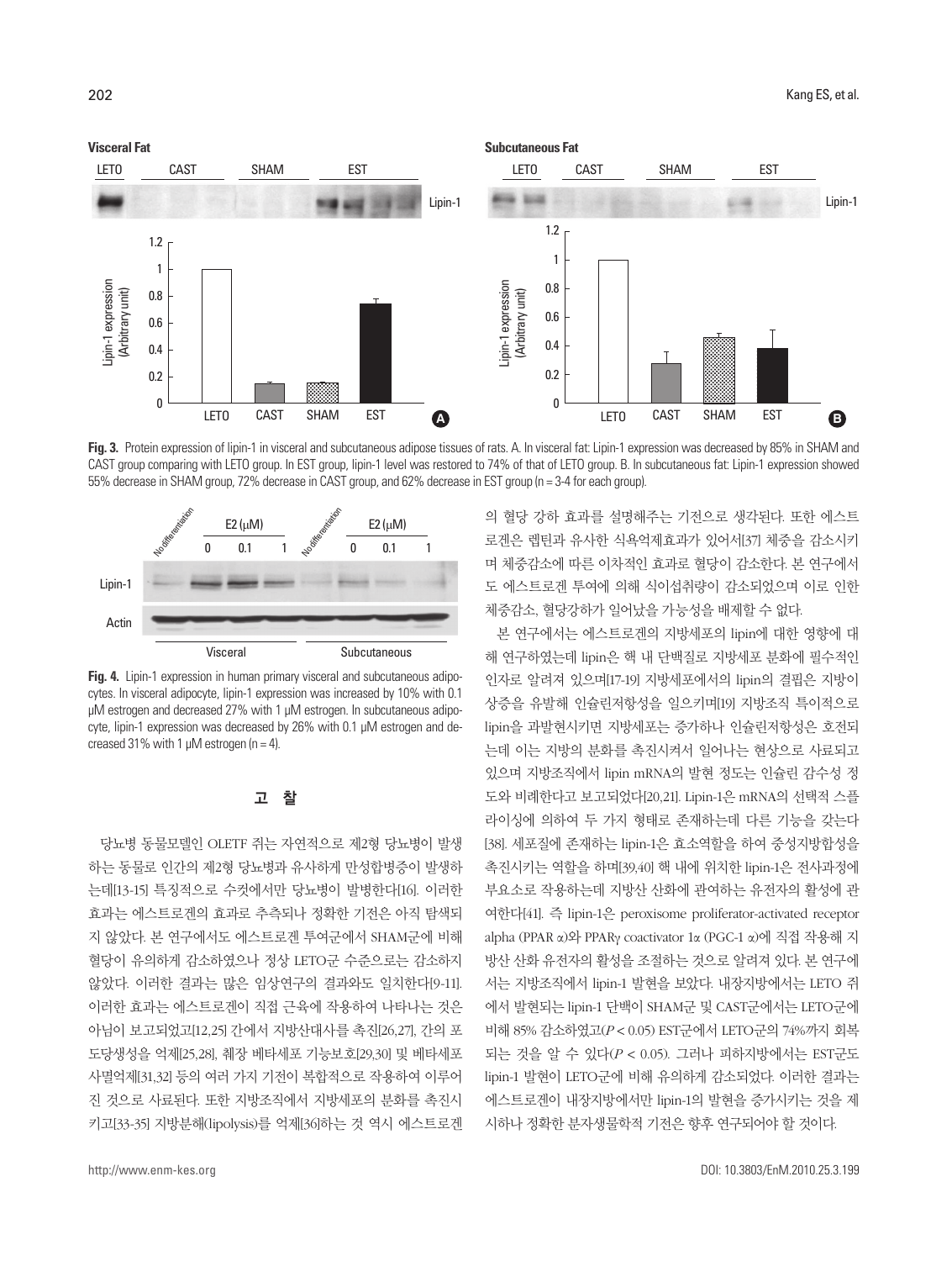**Fig. 3.** Protein expression of lipin-1 in visceral and subcutaneous adipose tissues of rats. A. In visceral fat: Lipin-1 expression was decreased by 85% in SHAM and CAST group comparing with LETO group. In EST group, lipin-1 level was restored to 74% of that of LETO group. B. In subcutaneous fat: Lipin-1 expression showed 55% decrease in SHAM group, 72% decrease in CAST group, and 62% decrease in EST group (n = 3-4 for each group).

**Fig. 4.** Lipin-1 expression in human primary visceral and subcutaneous adipocytes. In visceral adipocyte, lipin-1 expression was increased by 10% with 0.1 μM estrogen and decreased 27% with 1 μM estrogen. In subcutaneous adipocyte, lipin-1 expression was decreased by 26% with 0.1 μM estrogen and decreased 31% with 1 μM estrogen (n = 4).

## 고 찰

당뇨병 동물모델인 OLETF 쥐는 자연적으로 제2형 당뇨병이 발생하는 동물로 인간의 제2형 당뇨병과 유사하게 만성합병증이 발생하는데[13-15] 특징적으로 수컷에서만 당뇨병이 발병한다[16]. 이러한 효과는 에스트로겐의 효과로 추측되나 정확한 기전은 아직 탐색되지 않았다. 본 연구에서도 에스트로겐 투여군에서 SHAM군에 비해 혈당이 유의하게 감소하였으나 정상 LETO군 수준으로는 감소하지 않았다. 이러한 결과는 많은 임상연구의 결과와도 일치한다[9-11]. 이러한 효과는 에스트로겐이 직접 근육에 작용하여 나타나는 것은 아님이 보고되었고[12,25] 간에서 지방산대사를 촉진[26,27], 간의 포도당생성을 억제[25,28], 췌장 베타세포 기능보호[29,30] 및 베타세포 사멸억제[31,32] 등의 여러 가지 기전이 복합적으로 작용하여 이루어진 것으로 사료된다. 또한 지방조직에서 지방세포의 분화를 촉진시키고[33-35] 지방분해(lipolysis)를 억제[36]하는 것 역시 에스트로겐의 혈당 강하 효과를 설명해주는 기전으로 생각된다. 또한 에스트로겐은 렙틴과 유사한 식욕억제효과가 있어서[37] 체중을 감소시키며 체중감소에 따른 이차적인 효과로 혈당이 감소한다. 본 연구에서도 에스트로겐 투여에 의해 식이섭취량이 감소되었으며 이로 인한 체중감소, 혈당강하가 일어났을 가능성을 배제할 수 없다.

본 연구에서는 에스트로겐의 지방세포의 lipin에 대한 영향에 대해 연구하였는데 lipin은 핵 내 단백질로 지방세포 분화에 필수적인 인자로 알려져 있으며[17-19] 지방세포에서의 lipin의 결핍은 지방이상증을 유발해 인슐린저항성을 일으키며[19] 지방조직 특이적으로 lipin을 과발현시키면 지방세포는 증가하나 인슐린저항성은 호전되는데 이는 지방의 분화를 촉진시켜서 일어나는 현상으로 사료되고 있으며 지방조직에서 lipin mRNA의 발현 정도는 인슐린 감수성 정도와 비례한다고 보고되었다[20,21]. Lipin-1은 mRNA의 선택적 스플라이싱에 의하여 두 가지 형태로 존재하는데 다른 기능을 갖는다[38]. 세포질에 존재하는 lipin-1은 효소역할을 하여 중성지방합성을 촉진시키는 역할을 하며[39,40] 핵 내에 위치한 lipin-1은 전사과정에 부요소로 작용하는데 지방산 산화에 관여하는 유전자의 활성에 관여한다[41]. 즉 lipin-1은 peroxisome proliferator-activated receptor alpha (PPAR α)와 PPARγ coactivator 1α (PGC-1 α)에 직접 작용해 지방산 산화 유전자의 활성을 조절하는 것으로 알려져 있다. 본 연구에서는 지방조직에서 lipin-1 발현을 보았다. 내장지방에서는 LETO 쥐에서 발현되는 lipin-1 단백이 SHAM군 및 CAST군에서는 LETO군에 비해 85% 감소하였고($P < 0.05$) EST군에서 LETO군의 74%까지 회복되는 것을 알 수 있다($P < 0.05$). 그러나 피하지방에서는 EST군도 lipin-1 발현이 LETO군에 비해 유의하게 감소되었다. 이러한 결과는 에스트로겐이 내장지방에서만 lipin-1의 발현을 증가시키는 것을 제시하나 정확한 분자생물학적 기전은 향후 연구되어야 할 것이다.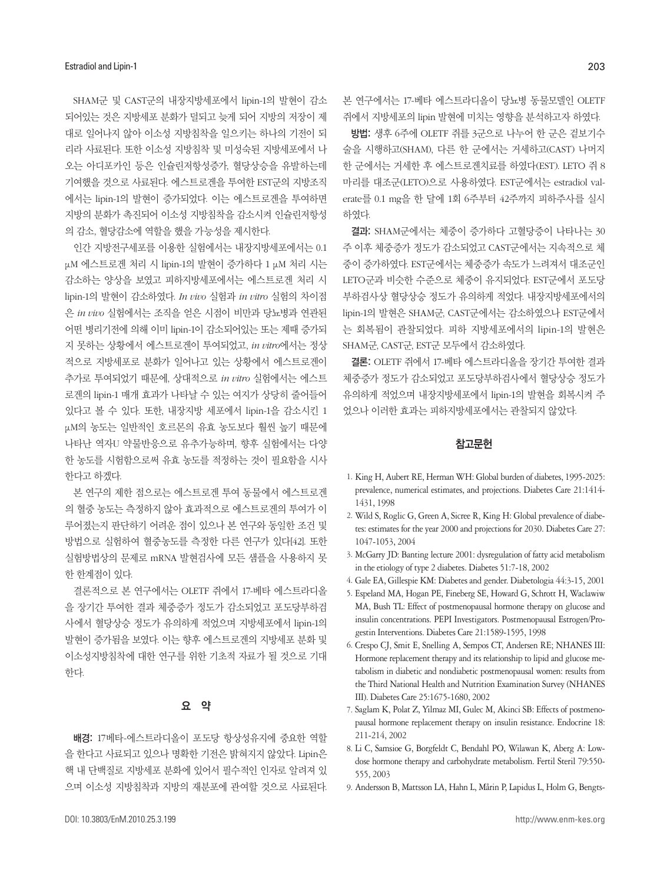SHAM군 및 CAST군의 내장지방세포에서 lipin-1의 발현이 감소되어있는 것은 지방세포 분화가 덜되고 늦게 되어 지방의 저장이 제대로 일어나지 않아 이소성 지방침착을 일으키는 하나의 기전이 되리라 사료된다. 또한 이소성 지방침착 및 미성숙된 지방세포에서 나오는 아디포카인 등은 인슐린저항성증가, 혈당상승을 유발하는데 기여했을 것으로 사료된다. 에스트로겐을 투여한 EST군의 지방조직에서는 lipin-1의 발현이 증가되었다. 이는 에스트로겐을 투여하면 지방의 분화가 촉진되어 이소성 지방침착을 감소시켜 인슐린저항성의 감소, 혈당감소에 역할을 했을 가능성을 제시한다.

인간 지방전구세포를 이용한 실험에서는 내장지방세포에서는 0.1 μM 에스트로겐 처리 시 lipin-1의 발현이 증가하다 1 μM 처리 시는 감소하는 양상을 보였고 피하지방세포에서는 에스트로겐 처리 시 lipin-1의 발현이 감소하였다. *In vivo* 실험과 *in vitro* 실험의 차이점은 *in vivo* 실험에서는 조직을 얻은 시점이 비만과 당뇨병과 연관된 어떤 병리기전에 의해 이미 lipin-1이 감소되어있는 또는 제때 증가되지 못하는 상황에서 에스트로겐이 투여되었고, *in vitro*에서는 정상적으로 지방세포로 분화가 일어나고 있는 상황에서 에스트로겐이 추가로 투여되었기 때문에, 상대적으로 *in vitro* 실험에서는 에스트로겐의 lipin-1 매개 효과가 나타날 수 있는 여지가 상당히 줄어들어 있다고 볼 수 있다. 또한, 내장지방 세포에서 lipin-1을 감소시킨 1 μM의 농도는 일반적인 호르몬의 유효 농도보다 훨씬 높기 때문에 나타난 역자U 약물반응으로 유추가능하며, 향후 실험에서는 다양한 농도를 시험함으로써 유효 농도를 적정하는 것이 필요함을 시사한다고 하겠다.

본 연구의 제한 점으로는 에스트로겐 투여 동물에서 에스트로겐의 혈중 농도는 측정하지 않아 효과적으로 에스트로겐의 투여가 이루어졌는지 판단하기 어려운 점이 있으나 본 연구와 동일한 조건 및 방법으로 실험하여 혈중농도를 측정한 다른 연구가 있다[42]. 또한 실험방법상의 문제로 mRNA 발현검사에 모든 샘플을 사용하지 못한 한계점이 있다.

결론적으로 본 연구에서는 OLETF 쥐에서 17-베타 에스트라디올을 장기간 투여한 결과 체중증가 정도가 감소되었고 포도당부하검사에서 혈당상승 정도가 유의하게 적었으며 지방세포에서 lipin-1의 발현이 증가됨을 보였다. 이는 향후 에스트로겐의 지방세포 분화 및 이소성지방침착에 대한 연구를 위한 기초적 자료가 될 것으로 기대한다.

## 요 약

**배경:** 17베타-에스트라디올이 포도당 항상성유지에 중요한 역할을 한다고 사료되고 있으나 명확한 기전은 밝혀지지 않았다. Lipin은 핵 내 단백질로 지방세포 분화에 있어서 필수적인 인자로 알려져 있으며 이소성 지방침착과 지방의 재분포에 관여할 것으로 사료된다. 본 연구에서는 17-베타 에스트라디올이 당뇨병 동물모델인 OLETF 쥐에서 지방세포의 lipin 발현에 미치는 영향을 분석하고자 하였다.

**방법:** 생후 6주에 OLETF 쥐를 3군으로 나누어 한 군은 겉보기수술을 시행하고(SHAM), 다른 한 군에서는 거세하고(CAST) 나머지 한 군에서는 거세한 후 에스트로겐치료를 하였다(EST). LETO 쥐 8마리를 대조군(LETO)으로 사용하였다. EST군에서는 estradiol valerate를 0.1 mg을 한 달에 1회 6주부터 42주까지 피하주사를 실시하였다.

**결과:** SHAM군에서는 체중이 증가하다 고혈당증이 나타나는 30주 이후 체중증가 정도가 감소되었고 CAST군에서는 지속적으로 체중이 증가하였다. EST군에서는 체중증가 속도가 느려져서 대조군인 LETO군과 비슷한 수준으로 체중이 유지되었다. EST군에서 포도당부하검사상 혈당상승 정도가 유의하게 적었다. 내장지방세포에서의 lipin-1의 발현은 SHAM군, CAST군에서는 감소하였으나 EST군에서는 회복됨이 관찰되었다. 피하 지방세포에서의 lipin-1의 발현은 SHAM군, CAST군, EST군 모두에서 감소하였다.

**결론:** OLETF 쥐에서 17-베타 에스트라디올을 장기간 투여한 결과 체중증가 정도가 감소되었고 포도당부하검사에서 혈당상승 정도가 유의하게 적었으며 내장지방세포에서 lipin-1의 발현을 회복시켜 주었으나 이러한 효과는 피하지방세포에서는 관찰되지 않았다.

## 참고문헌

1. King H, Aubert RE, Herman WH: Global burden of diabetes, 1995-2025: prevalence, numerical estimates, and projections. Diabetes Care 21:1414-1431, 1998
2. Wild S, Roglic G, Green A, Sicree R, King H: Global prevalence of diabetes: estimates for the year 2000 and projections for 2030. Diabetes Care 27: 1047-1053, 2004
3. McGarry JD: Banting lecture 2001: dysregulation of fatty acid metabolism in the etiology of type 2 diabetes. Diabetes 51:7-18, 2002
4. Gale EA, Gillespie KM: Diabetes and gender. Diabetologia 44:3-15, 2001
5. Espeland MA, Hogan PE, Fineberg SE, Howard G, Schrott H, Waclawiw MA, Bush TL: Effect of postmenopausal hormone therapy on glucose and insulin concentrations. PEPI Investigators. Postmenopausal Estrogen/Progestin Interventions. Diabetes Care 21:1589-1595, 1998
6. Crespo CJ, Smit E, Snelling A, Sempos CT, Andersen RE; NHANES III: Hormone replacement therapy and its relationship to lipid and glucose metabolism in diabetic and nondiabetic postmenopausal women: results from the Third National Health and Nutrition Examination Survey (NHANES III). Diabetes Care 25:1675-1680, 2002
7. Saglam K, Polat Z, Yilmaz MI, Gulec M, Akinci SB: Effects of postmenopausal hormone replacement therapy on insulin resistance. Endocrine 18: 211-214, 2002
8. Li C, Samsioe G, Borgfeldt C, Bendahl PO, Wilawan K, Aberg A: Low-dose hormone therapy and carbohydrate metabolism. Fertil Steril 79:550-555, 2003
9. Andersson B, Mattsson LA, Hahn L, Mårin P, Lapidus L, Holm G, Bengts-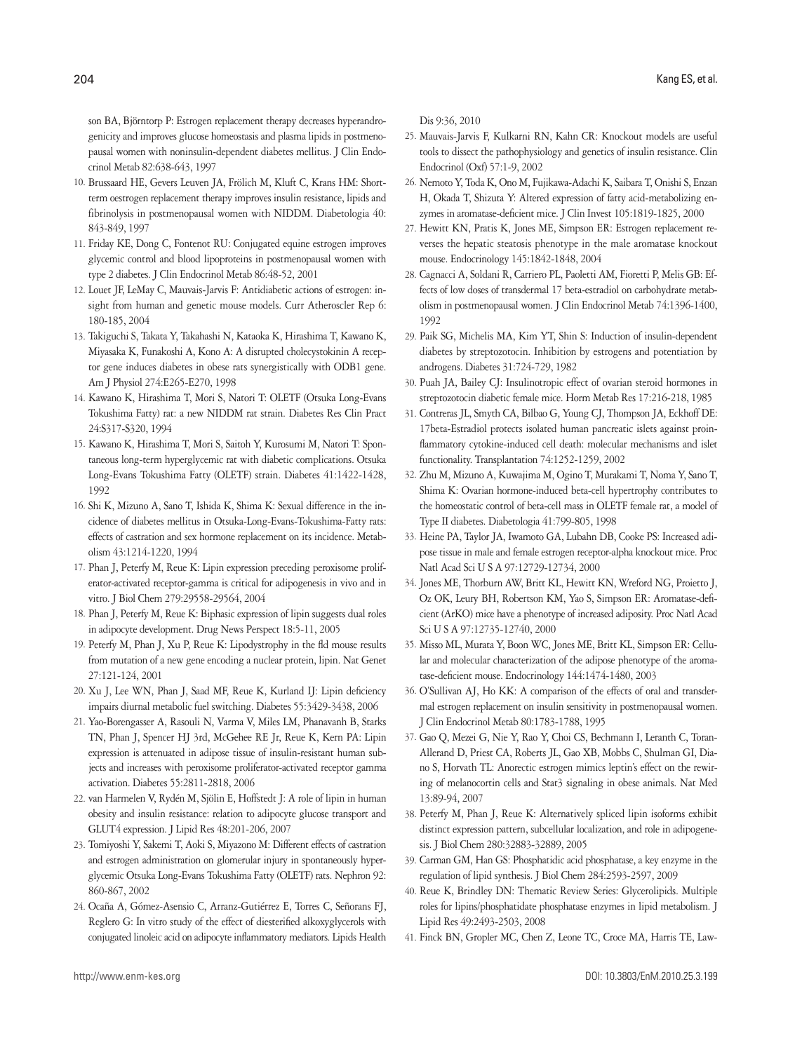son BA, Björntorp P: Estrogen replacement therapy decreases hyperandrogenicity and improves glucose homeostasis and plasma lipids in postmenopausal women with noninsulin-dependent diabetes mellitus. J Clin Endocrinol Metab 82:638-643, 1997

10. Brussaard HE, Gevers Leuven JA, Frölich M, Kluft C, Krans HM: Short-term oestrogen replacement therapy improves insulin resistance, lipids and fibrinolysis in postmenopausal women with NIDDM. Diabetologia 40: 843-849, 1997
11. Friday KE, Dong C, Fontenot RU: Conjugated equine estrogen improves glycemic control and blood lipoproteins in postmenopausal women with type 2 diabetes. J Clin Endocrinol Metab 86:48-52, 2001
12. Louet JF, LeMay C, Mauvais-Jarvis F: Antidiabetic actions of estrogen: insight from human and genetic mouse models. Curr Atheroscler Rep 6: 180-185, 2004
13. Takiguchi S, Takata Y, Takahashi N, Kataoka K, Hirashima T, Kawano K, Miyasaka K, Funakoshi A, Kono A: A disrupted cholecystokinin A receptor gene induces diabetes in obese rats synergistically with ODB1 gene. Am J Physiol 274:E265-E270, 1998
14. Kawano K, Hirashima T, Mori S, Natori T: OLETF (Otsuka Long-Evans Tokushima Fatty) rat: a new NIDDM rat strain. Diabetes Res Clin Pract 24:S317-S320, 1994
15. Kawano K, Hirashima T, Mori S, Saitoh Y, Kurosumi M, Natori T: Spontaneous long-term hyperglycemic rat with diabetic complications. Otsuka Long-Evans Tokushima Fatty (OLETF) strain. Diabetes 41:1422-1428, 1992
16. Shi K, Mizuno A, Sano T, Ishida K, Shima K: Sexual difference in the incidence of diabetes mellitus in Otsuka-Long-Evans-Tokushima-Fatty rats: effects of castration and sex hormone replacement on its incidence. Metabolism 43:1214-1220, 1994
17. Phan J, Peterfy M, Reue K: Lipin expression preceding peroxisome proliferator-activated receptor-gamma is critical for adipogenesis in vivo and in vitro. J Biol Chem 279:29558-29564, 2004
18. Phan J, Peterfy M, Reue K: Biphasic expression of lipin suggests dual roles in adipocyte development. Drug News Perspect 18:5-11, 2005
19. Peterfy M, Phan J, Xu P, Reue K: Lipodystrophy in the fld mouse results from mutation of a new gene encoding a nuclear protein, lipin. Nat Genet 27:121-124, 2001
20. Xu J, Lee WN, Phan J, Saad MF, Reue K, Kurland IJ: Lipin deficiency impairs diurnal metabolic fuel switching. Diabetes 55:3429-3438, 2006
21. Yao-Borengasser A, Rasouli N, Varma V, Miles LM, Phanavanh B, Starks TN, Phan J, Spencer HJ 3rd, McGehee RE Jr, Reue K, Kern PA: Lipin expression is attenuated in adipose tissue of insulin-resistant human subjects and increases with peroxisome proliferator-activated receptor gamma activation. Diabetes 55:2811-2818, 2006
22. van Harmelen V, Rydén M, Sjölin E, Hoffstedt J: A role of lipin in human obesity and insulin resistance: relation to adipocyte glucose transport and GLUT4 expression. J Lipid Res 48:201-206, 2007
23. Tomiyoshi Y, Sakemi T, Aoki S, Miyazono M: Different effects of castration and estrogen administration on glomerular injury in spontaneously hyperglycemic Otsuka Long-Evans Tokushima Fatty (OLETF) rats. Nephron 92: 860-867, 2002
24. Ocaña A, Gómez-Asensio C, Arranz-Gutiérrez E, Torres C, Señorans FJ, Reglero G: In vitro study of the effect of diesterified alkoxyglycerols with conjugated linoleic acid on adipocyte inflammatory mediators. Lipids Health Dis 9:36, 2010
25. Mauvais-Jarvis F, Kulkarni RN, Kahn CR: Knockout models are useful tools to dissect the pathophysiology and genetics of insulin resistance. Clin Endocrinol (Oxf) 57:1-9, 2002
26. Nemoto Y, Toda K, Ono M, Fujikawa-Adachi K, Saibara T, Onishi S, Enzan H, Okada T, Shizuta Y: Altered expression of fatty acid-metabolizing enzymes in aromatase-deficient mice. J Clin Invest 105:1819-1825, 2000
27. Hewitt KN, Pratis K, Jones ME, Simpson ER: Estrogen replacement reverses the hepatic steatosis phenotype in the male aromatase knockout mouse. Endocrinology 145:1842-1848, 2004
28. Cagnacci A, Soldani R, Carriero PL, Paoletti AM, Fioretti P, Melis GB: Effects of low doses of transdermal 17 beta-estradiol on carbohydrate metabolism in postmenopausal women. J Clin Endocrinol Metab 74:1396-1400, 1992
29. Paik SG, Michelis MA, Kim YT, Shin S: Induction of insulin-dependent diabetes by streptozotocin. Inhibition by estrogens and potentiation by androgens. Diabetes 31:724-729, 1982
30. Puah JA, Bailey CJ: Insulinotropic effect of ovarian steroid hormones in streptozotocin diabetic female mice. Horm Metab Res 17:216-218, 1985
31. Contreras JL, Smyth CA, Bilbao G, Young CJ, Thompson JA, Eckhoff DE: 17beta-Estradiol protects isolated human pancreatic islets against proinflammatory cytokine-induced cell death: molecular mechanisms and islet functionality. Transplantation 74:1252-1259, 2002
32. Zhu M, Mizuno A, Kuwajima M, Ogino T, Murakami T, Noma Y, Sano T, Shima K: Ovarian hormone-induced beta-cell hypertrophy contributes to the homeostatic control of beta-cell mass in OLETF female rat, a model of Type II diabetes. Diabetologia 41:799-805, 1998
33. Heine PA, Taylor JA, Iwamoto GA, Lubahn DB, Cooke PS: Increased adipose tissue in male and female estrogen receptor-alpha knockout mice. Proc Natl Acad Sci U S A 97:12729-12734, 2000
34. Jones ME, Thorburn AW, Britt KL, Hewitt KN, Wreford NG, Proietto J, Oz OK, Leury BH, Robertson KM, Yao S, Simpson ER: Aromatase-deficient (ArKO) mice have a phenotype of increased adiposity. Proc Natl Acad Sci U S A 97:12735-12740, 2000
35. Misso ML, Murata Y, Boon WC, Jones ME, Britt KL, Simpson ER: Cellular and molecular characterization of the adipose phenotype of the aromatase-deficient mouse. Endocrinology 144:1474-1480, 2003
36. O'Sullivan AJ, Ho KK: A comparison of the effects of oral and transdermal estrogen replacement on insulin sensitivity in postmenopausal women. J Clin Endocrinol Metab 80:1783-1788, 1995
37. Gao Q, Mezei G, Nie Y, Rao Y, Choi CS, Bechmann I, Leranth C, Toran-Allerand D, Priest CA, Roberts JL, Gao XB, Mobbs C, Shulman GI, Diano S, Horvath TL: Anorectic estrogen mimics leptin's effect on the rewiring of melanocortin cells and Stat3 signaling in obese animals. Nat Med 13:89-94, 2007
38. Peterfy M, Phan J, Reue K: Alternatively spliced lipin isoforms exhibit distinct expression pattern, subcellular localization, and role in adipogenesis. J Biol Chem 280:32883-32889, 2005
39. Carman GM, Han GS: Phosphatidic acid phosphatase, a key enzyme in the regulation of lipid synthesis. J Biol Chem 284:2593-2597, 2009
40. Reue K, Brindley DN: Thematic Review Series: Glycerolipids. Multiple roles for lipins/phosphatidate phosphatase enzymes in lipid metabolism. J Lipid Res 49:2493-2503, 2008
41. Finck BN, Gropler MC, Chen Z, Leone TC, Croce MA, Harris TE, Law-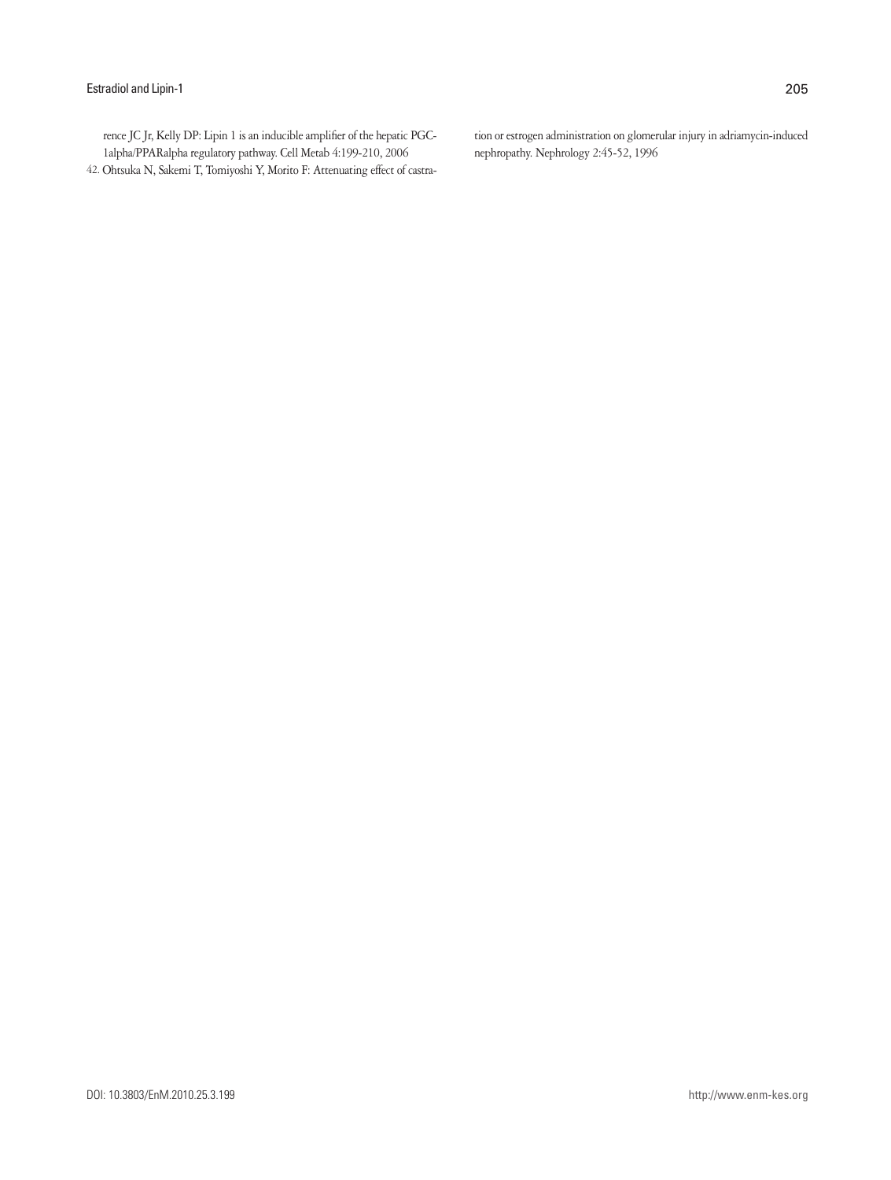rence JC Jr, Kelly DP: Lipin 1 is an inducible amplifier of the hepatic PGC-1alpha/PPARalpha regulatory pathway. Cell Metab 4:199-210, 2006

42. Ohtsuka N, Sakemi T, Tomiyoshi Y, Morito F: Attenuating effect of castration or estrogen administration on glomerular injury in adriamycin-induced nephropathy. Nephrology 2:45-52, 1996